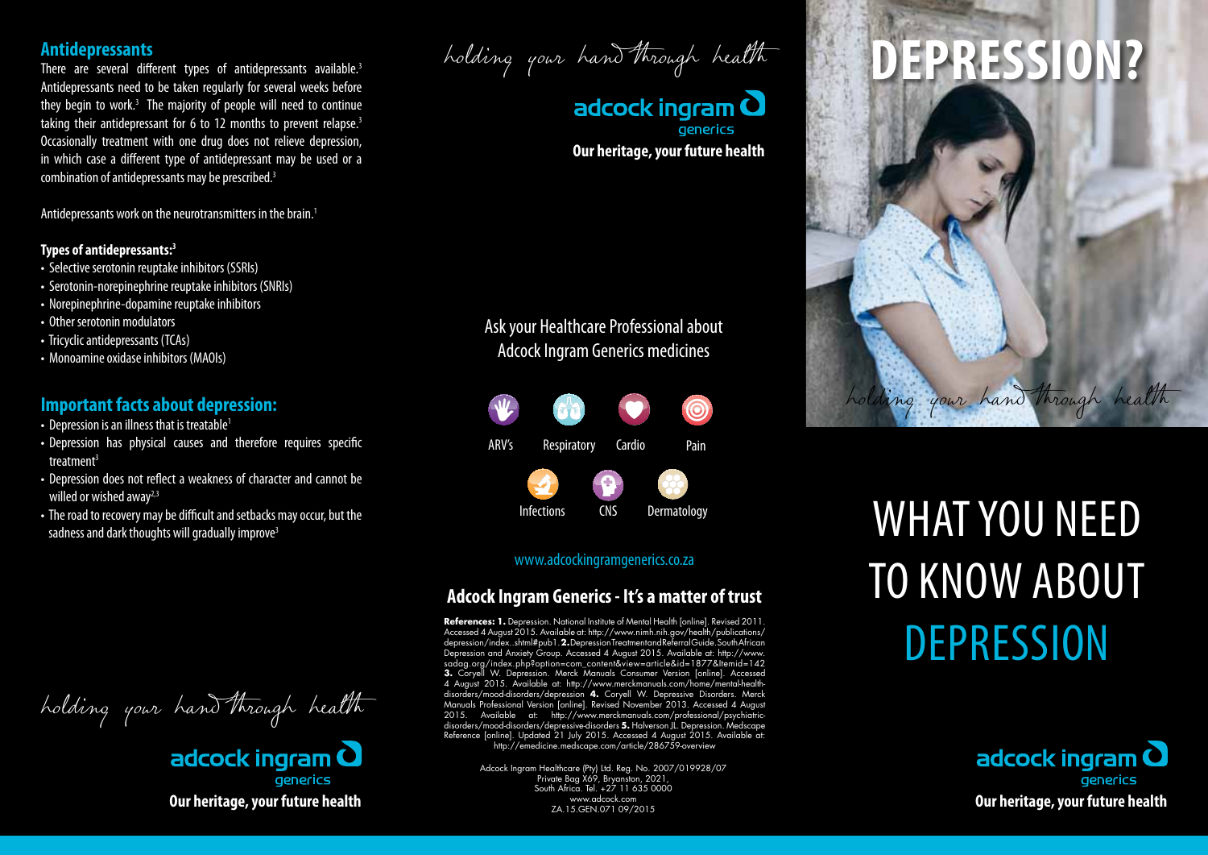## Antidepressants

There are several different types of antidepressants available.[3] Antidepressants need to be taken regularly for several weeks before they begin to work.[3] The majority of people will need to continue taking their antidepressant for 6 to 12 months to prevent relapse.[3] Occasionally treatment with one drug does not relieve depression, in which case a different type of antidepressant may be used or a combination of antidepressants may be prescribed.[3]

Antidepressants work on the neurotransmitters in the brain.[1]

**Types of antidepressants:[3]**

- Selective serotonin reuptake inhibitors (SSRIs)
- Serotonin-norepinephrine reuptake inhibitors (SNRIs)
- Norepinephrine-dopamine reuptake inhibitors
- Other serotonin modulators
- Tricyclic antidepressants (TCAs)
- Monoamine oxidase inhibitors (MAOIs)

## Important facts about depression:

- Depression is an illness that is treatable[1]
- Depression has physical causes and therefore requires specific treatment[3]
- Depression does not reflect a weakness of character and cannot be willed or wished away[2,3]
- The road to recovery may be difficult and setbacks may occur, but the sadness and dark thoughts will gradually improve[3]

*holding your hand through health*

adcock ingram generics

**Our heritage, your future health**

*holding your hand through health*

adcock ingram generics

**Our heritage, your future health**

Ask your Healthcare Professional about Adcock Ingram Generics medicines

ARV's | Respiratory | Cardio | Pain | Infections | CNS | Dermatology

www.adcockingramgenerics.co.za

**Adcock Ingram Generics - It's a matter of trust**

**References: 1.** Depression. National Institute of Mental Health [online]. Revised 2011. Accessed 4 August 2015. Available at: http://www.nimh.nih.gov/health/publications/depression/index..shtml#pub1. **2.** DepressionTreatmentandReferralGuide. South African Depression and Anxiety Group. Accessed 4 August 2015. Available at: http://www.sadag.org/index.php?option=com_content&view=article&id=1877&Itemid=142 **3.** Coryell W. Depression. Merck Manuals Consumer Version [online]. Accessed 4 August 2015. Available at: http://www.merckmanuals.com/home/mental-health-disorders/mood-disorders/depression **4.** Coryell W. Depressive Disorders. Merck Manuals Professional Version [online]. Revised November 2013. Accessed 4 August 2015. Available at: http://www.merckmanuals.com/professional/psychiatric-disorders/mood-disorders/depressive-disorders **5.** Halverson JL. Depression. Medscape Reference [online]. Updated 21 July 2015. Accessed 4 August 2015. Available at: http://emedicine.medscape.com/article/286759-overview

Adcock Ingram Healthcare (Pty) Ltd. Reg. No. 2007/019928/07
Private Bag X69, Bryanston, 2021,
South Africa. Tel. +27 11 635 0000
www.adcock.com
ZA.15.GEN.071 09/2015

# DEPRESSION?

*holding your hand through health*

# WHAT YOU NEED TO KNOW ABOUT DEPRESSION

adcock ingram generics

**Our heritage, your future health**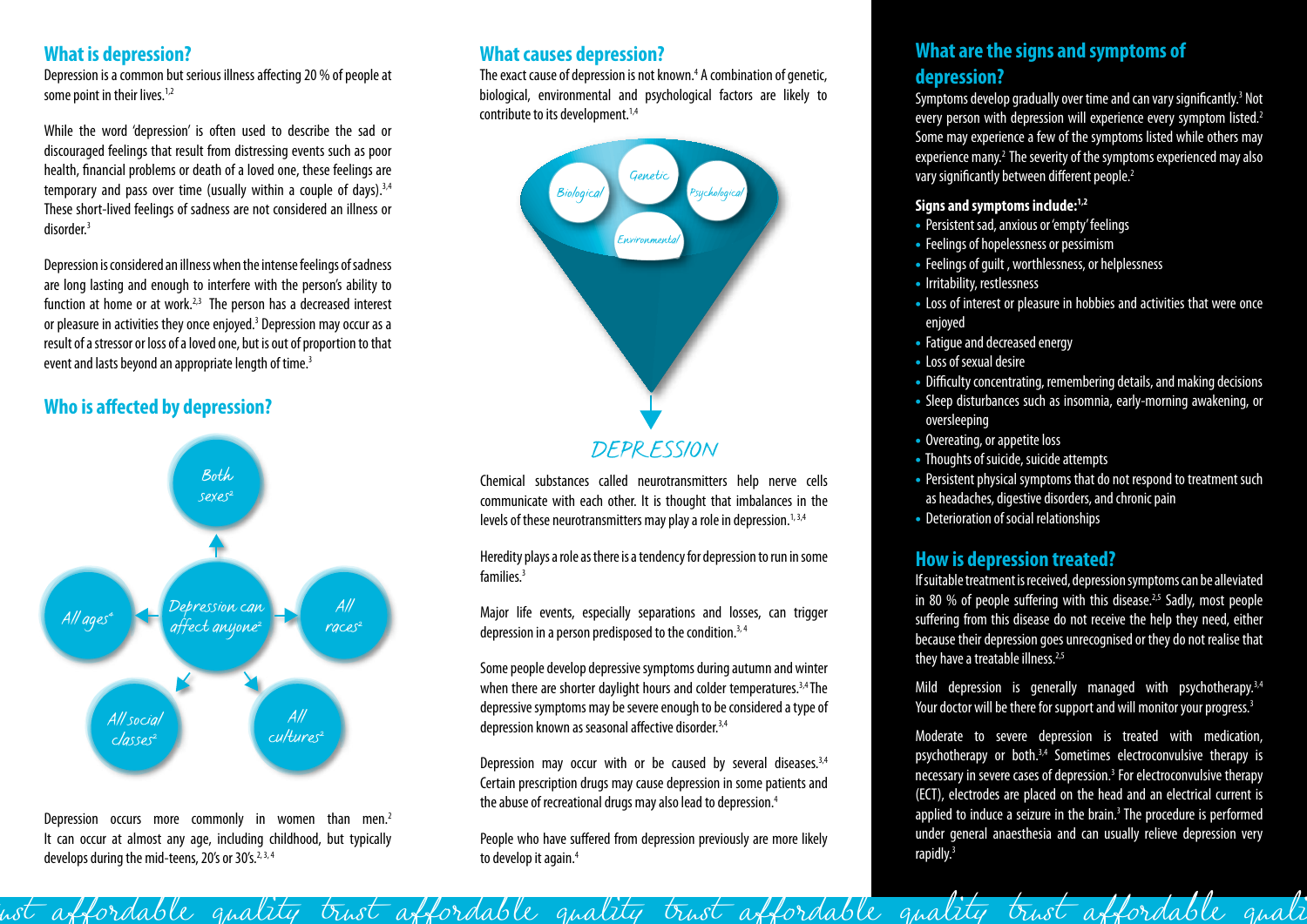## What is depression?

Depression is a common but serious illness affecting 20 % of people at some point in their lives.[1,2]

While the word 'depression' is often used to describe the sad or discouraged feelings that result from distressing events such as poor health, financial problems or death of a loved one, these feelings are temporary and pass over time (usually within a couple of days).[3,4] These short-lived feelings of sadness are not considered an illness or disorder.[3]

Depression is considered an illness when the intense feelings of sadness are long lasting and enough to interfere with the person's ability to function at home or at work.[2,3] The person has a decreased interest or pleasure in activities they once enjoyed.[3] Depression may occur as a result of a stressor or loss of a loved one, but is out of proportion to that event and lasts beyond an appropriate length of time.[3]

## Who is affected by depression?

Depression can affect anyone[2]

Both sexes[2]

All ages[2]

All races[2]

All social classes[2]

All cultures[2]

Depression occurs more commonly in women than men.[2] It can occur at almost any age, including childhood, but typically develops during the mid-teens, 20's or 30's.[2,3,4]

## What causes depression?

The exact cause of depression is not known.[4] A combination of genetic, biological, environmental and psychological factors are likely to contribute to its development.[1,4]

Biological

Genetic

Psychological

Environmental

DEPRESSION

Chemical substances called neurotransmitters help nerve cells communicate with each other. It is thought that imbalances in the levels of these neurotransmitters may play a role in depression.[1,3,4]

Heredity plays a role as there is a tendency for depression to run in some families.[3]

Major life events, especially separations and losses, can trigger depression in a person predisposed to the condition.[3,4]

Some people develop depressive symptoms during autumn and winter when there are shorter daylight hours and colder temperatures.[3,4] The depressive symptoms may be severe enough to be considered a type of depression known as seasonal affective disorder.[3,4]

Depression may occur with or be caused by several diseases.[3,4] Certain prescription drugs may cause depression in some patients and the abuse of recreational drugs may also lead to depression.[4]

People who have suffered from depression previously are more likely to develop it again.[4]

## What are the signs and symptoms of depression?

Symptoms develop gradually over time and can vary significantly.[3] Not every person with depression will experience every symptom listed.[2] Some may experience a few of the symptoms listed while others may experience many.[2] The severity of the symptoms experienced may also vary significantly between different people.[2]

**Signs and symptoms include:[1,2]**

- Persistent sad, anxious or 'empty' feelings
- Feelings of hopelessness or pessimism
- Feelings of guilt , worthlessness, or helplessness
- Irritability, restlessness
- Loss of interest or pleasure in hobbies and activities that were once enjoyed
- Fatigue and decreased energy
- Loss of sexual desire
- Difficulty concentrating, remembering details, and making decisions
- Sleep disturbances such as insomnia, early-morning awakening, or oversleeping
- Overeating, or appetite loss
- Thoughts of suicide, suicide attempts
- Persistent physical symptoms that do not respond to treatment such as headaches, digestive disorders, and chronic pain
- Deterioration of social relationships

## How is depression treated?

If suitable treatment is received, depression symptoms can be alleviated in 80 % of people suffering with this disease.[2,5] Sadly, most people suffering from this disease do not receive the help they need, either because their depression goes unrecognised or they do not realise that they have a treatable illness.[2,5]

Mild depression is generally managed with psychotherapy.[3,4] Your doctor will be there for support and will monitor your progress.[3]

Moderate to severe depression is treated with medication, psychotherapy or both.[3,4] Sometimes electroconvulsive therapy is necessary in severe cases of depression.[3] For electroconvulsive therapy (ECT), electrodes are placed on the head and an electrical current is applied to induce a seizure in the brain.[3] The procedure is performed under general anaesthesia and can usually relieve depression very rapidly.[3]

trust affordable quality trust affordable quality trust affordable quality trust affordable quality